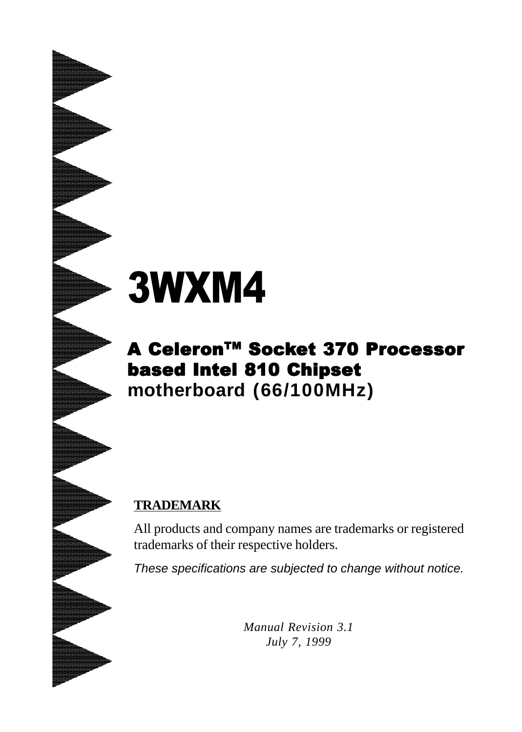# 3WXM4

## A Celeron™ Socket 370 Processor based Intel 810 Chipset motherboard (66/100MHz)

**TRADEMARK**

All products and company names are trademarks or registered trademarks of their respective holders.

*These specifications are subjected to change without notice.*

*Manual Revision 3.1*
*July 7, 1999*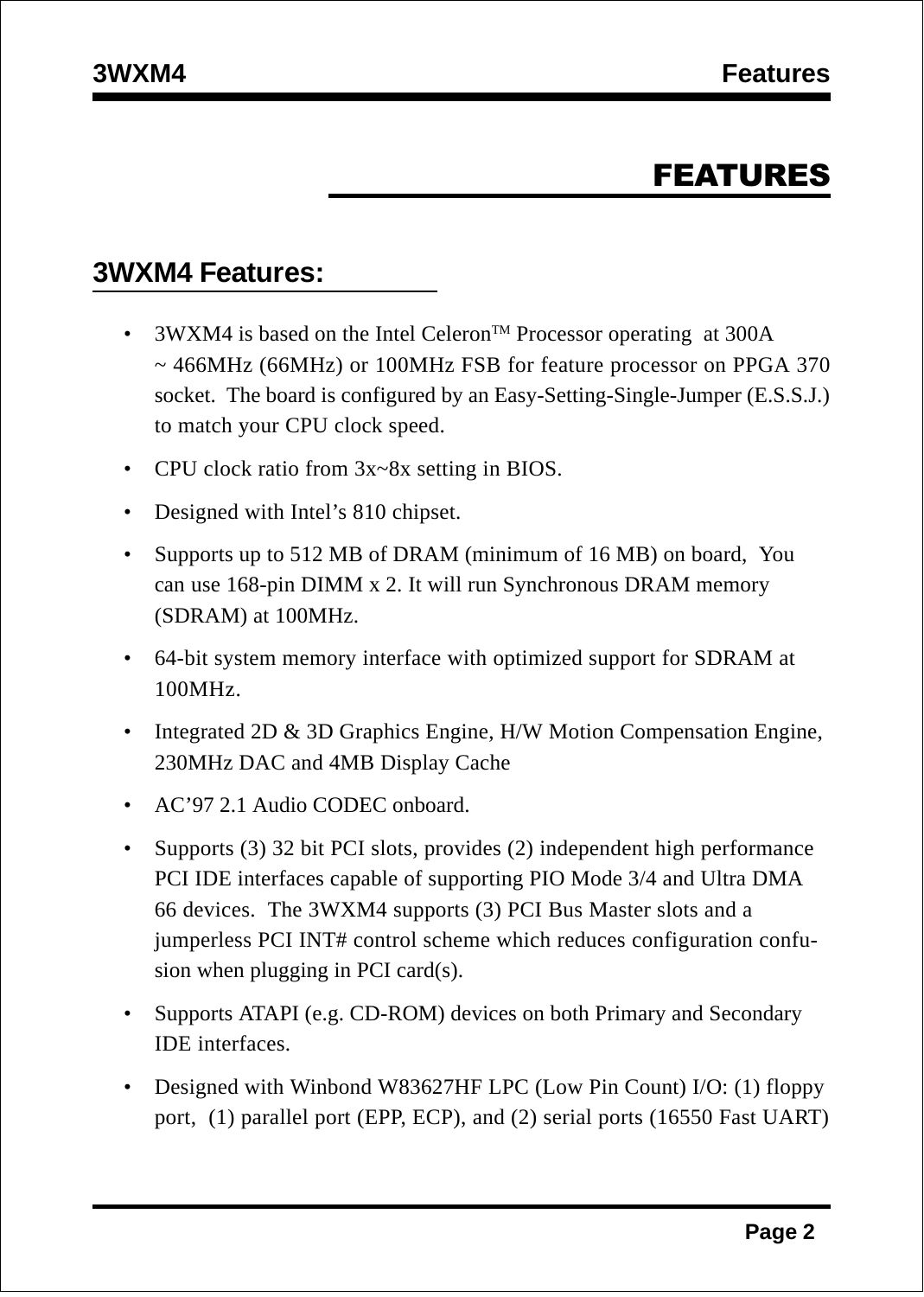# FEATURES

## 3WXM4 Features:

- 3WXM4 is based on the Intel Celeron™ Processor operating at 300A ~ 466MHz (66MHz) or 100MHz FSB for feature processor on PPGA 370 socket. The board is configured by an Easy-Setting-Single-Jumper (E.S.S.J.) to match your CPU clock speed.
- CPU clock ratio from 3x~8x setting in BIOS.
- Designed with Intel's 810 chipset.
- Supports up to 512 MB of DRAM (minimum of 16 MB) on board, You can use 168-pin DIMM x 2. It will run Synchronous DRAM memory (SDRAM) at 100MHz.
- 64-bit system memory interface with optimized support for SDRAM at 100MHz.
- Integrated 2D & 3D Graphics Engine, H/W Motion Compensation Engine, 230MHz DAC and 4MB Display Cache
- AC'97 2.1 Audio CODEC onboard.
- Supports (3) 32 bit PCI slots, provides (2) independent high performance PCI IDE interfaces capable of supporting PIO Mode 3/4 and Ultra DMA 66 devices. The 3WXM4 supports (3) PCI Bus Master slots and a jumperless PCI INT# control scheme which reduces configuration confusion when plugging in PCI card(s).
- Supports ATAPI (e.g. CD-ROM) devices on both Primary and Secondary IDE interfaces.
- Designed with Winbond W83627HF LPC (Low Pin Count) I/O: (1) floppy port, (1) parallel port (EPP, ECP), and (2) serial ports (16550 Fast UART)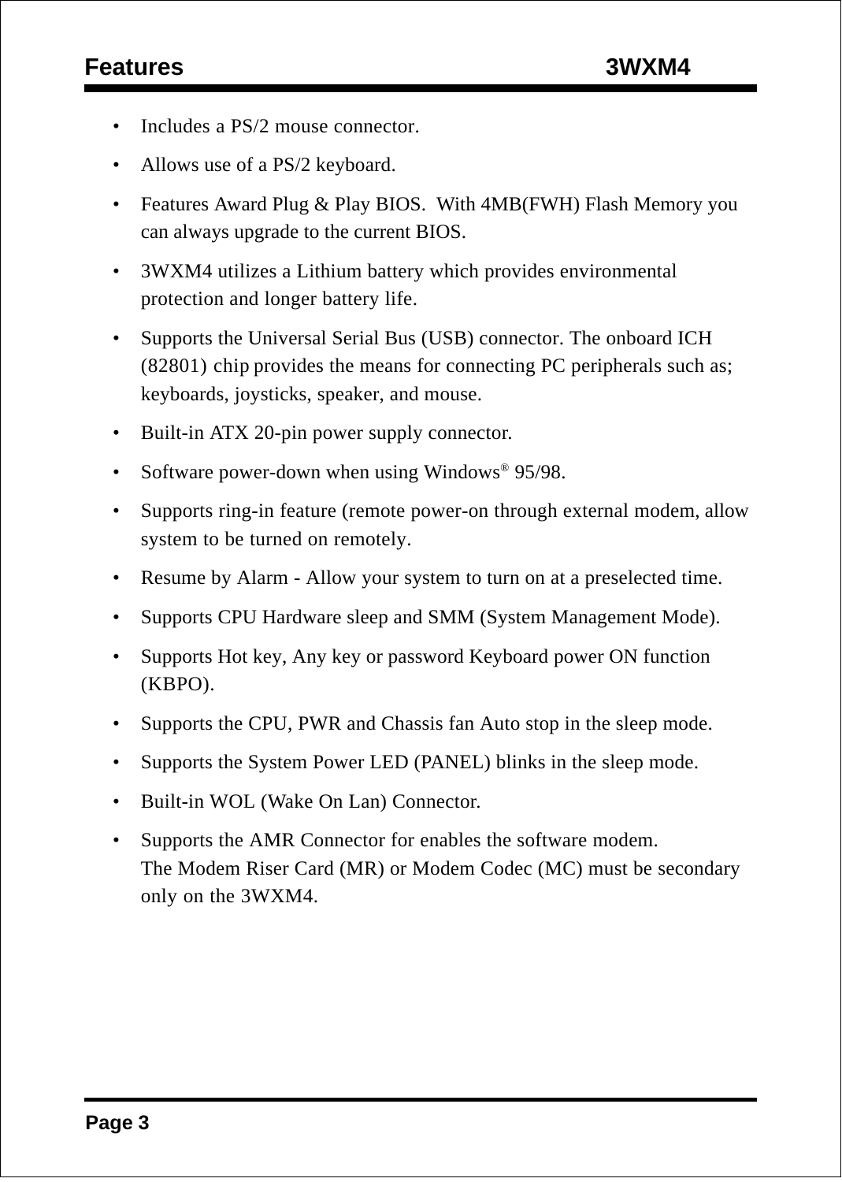- Includes a PS/2 mouse connector.
- Allows use of a PS/2 keyboard.
- Features Award Plug & Play BIOS. With 4MB(FWH) Flash Memory you can always upgrade to the current BIOS.
- 3WXM4 utilizes a Lithium battery which provides environmental protection and longer battery life.
- Supports the Universal Serial Bus (USB) connector. The onboard ICH (82801) chip provides the means for connecting PC peripherals such as; keyboards, joysticks, speaker, and mouse.
- Built-in ATX 20-pin power supply connector.
- Software power-down when using Windows® 95/98.
- Supports ring-in feature (remote power-on through external modem, allow system to be turned on remotely.
- Resume by Alarm - Allow your system to turn on at a preselected time.
- Supports CPU Hardware sleep and SMM (System Management Mode).
- Supports Hot key, Any key or password Keyboard power ON function (KBPO).
- Supports the CPU, PWR and Chassis fan Auto stop in the sleep mode.
- Supports the System Power LED (PANEL) blinks in the sleep mode.
- Built-in WOL (Wake On Lan) Connector.
- Supports the AMR Connector for enables the software modem.
  The Modem Riser Card (MR) or Modem Codec (MC) must be secondary only on the 3WXM4.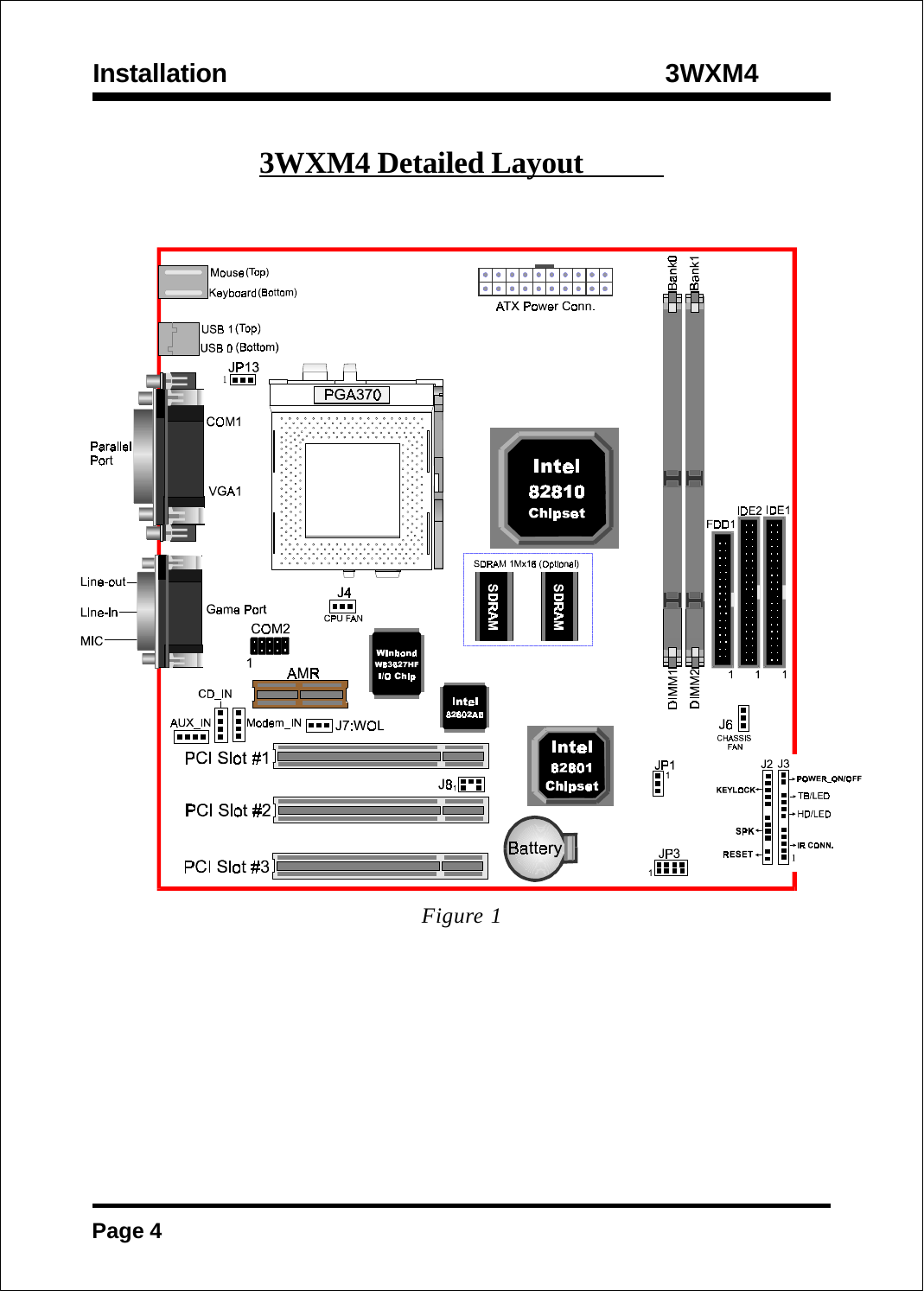# 3WXM4 Detailed Layout

Mouse (Top)
Keyboard (Bottom)

USB 1 (Top)
USB 0 (Bottom)

JP13

COM1

Parallel Port

VGA1

Line-out

Line-In

MIC

Game Port

COM2

AMR

CD_IN

AUX_IN

Modem_IN

J7:WOL

PCI Slot #1

PCI Slot #2

PCI Slot #3

ATX Power Conn.

PGA370

J4
CPU FAN

Winbond W83627HF I/O Chip

Intel 82602AB

Intel 82810 Chipset

SDRAM 1Mx16 (Optional)

SDRAM

SDRAM

Intel 82801 Chipset

J8

Battery

JP1

JP3

Bank0

Bank1

DIMM1

DIMM2

FDD1

IDE2

IDE1

J6
CHASSIS FAN

J2 J3

KEYLOCK

POWER_ON/OFF

TB/LED

HD/LED

SPK

IR CONN.

RESET

*Figure 1*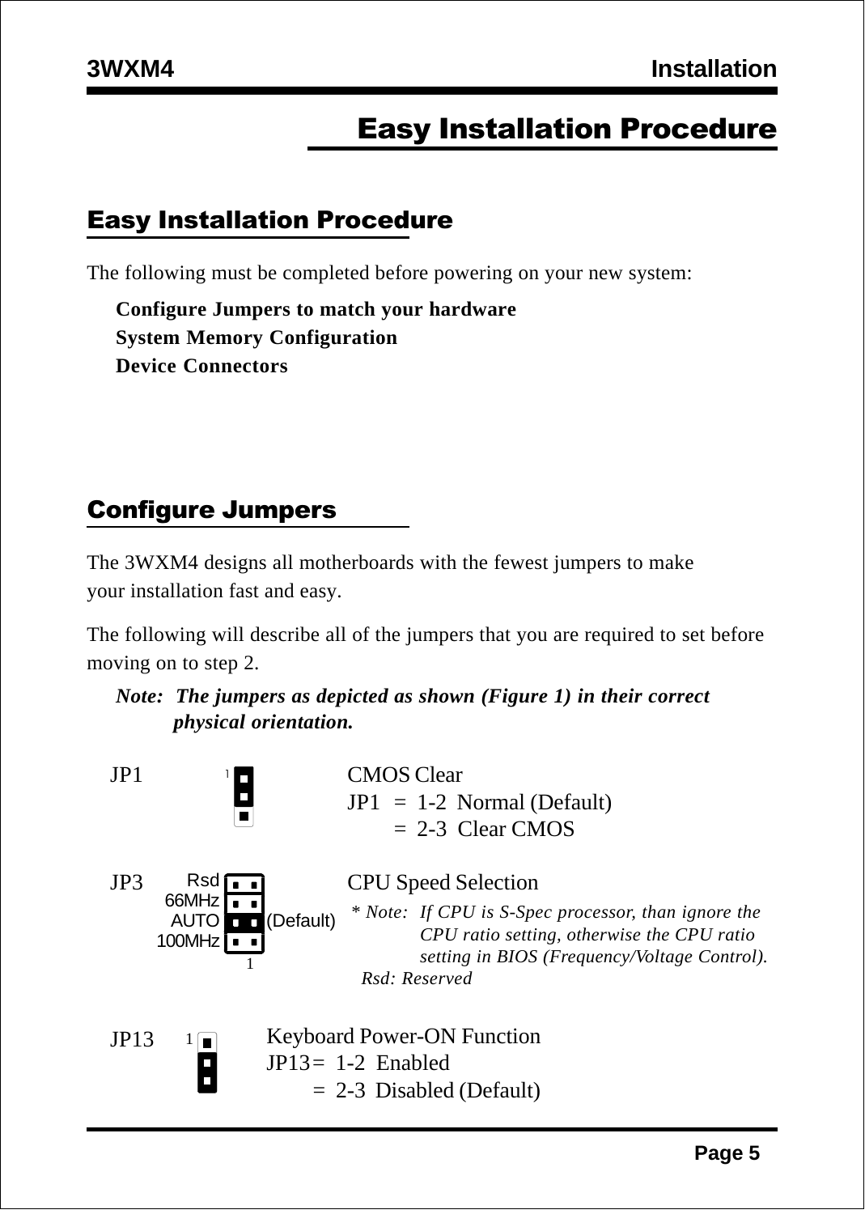# Easy Installation Procedure

## Easy Installation Procedure

The following must be completed before powering on your new system:

**Configure Jumpers to match your hardware**
**System Memory Configuration**
**Device Connectors**

## Configure Jumpers

The 3WXM4 designs all motherboards with the fewest jumpers to make your installation fast and easy.

The following will describe all of the jumpers that you are required to set before moving on to step 2.

*Note: The jumpers as depicted as shown (Figure 1) in their correct physical orientation.*

**JP1**

CMOS Clear
JP1 = 1-2 Normal (Default)
= 2-3 Clear CMOS

**JP3**

Rsd
66MHz
AUTO (Default)
100MHz

CPU Speed Selection

*\* Note: If CPU is S-Spec processor, than ignore the CPU ratio setting, otherwise the CPU ratio setting in BIOS (Frequency/Voltage Control).*
*Rsd: Reserved*

**JP13**

Keyboard Power-ON Function
JP13 = 1-2 Enabled
= 2-3 Disabled (Default)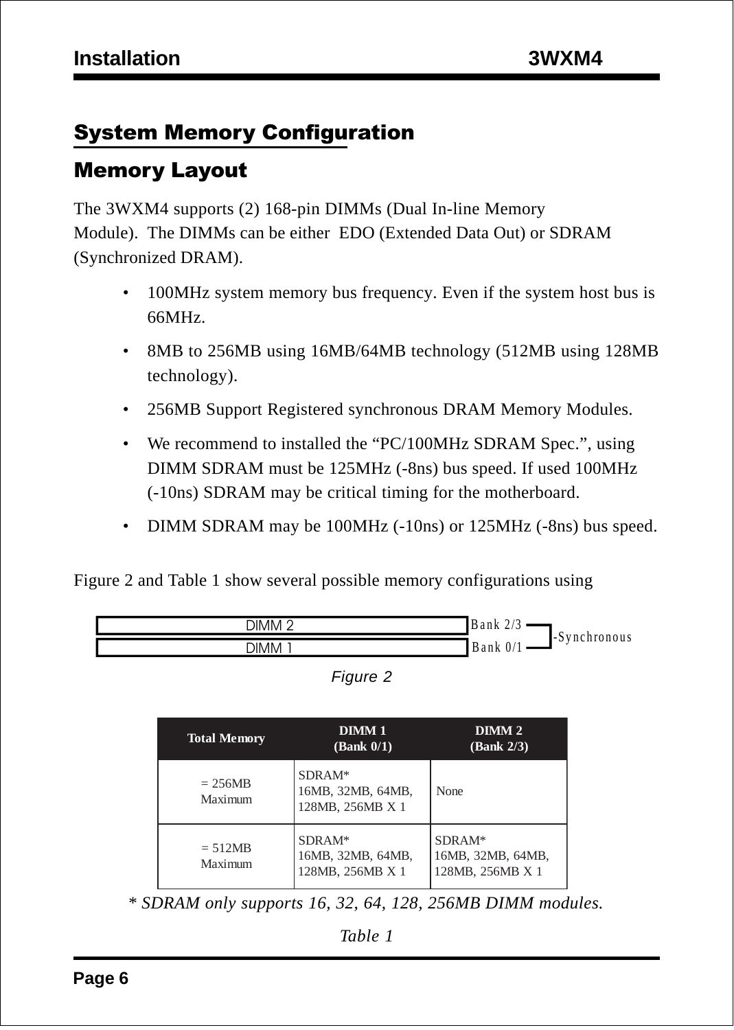# System Memory Configuration

## Memory Layout

The 3WXM4 supports (2) 168-pin DIMMs (Dual In-line Memory Module). The DIMMs can be either EDO (Extended Data Out) or SDRAM (Synchronized DRAM).

- 100MHz system memory bus frequency. Even if the system host bus is 66MHz.
- 8MB to 256MB using 16MB/64MB technology (512MB using 128MB technology).
- 256MB Support Registered synchronous DRAM Memory Modules.
- We recommend to installed the “PC/100MHz SDRAM Spec.”, using DIMM SDRAM must be 125MHz (-8ns) bus speed. If used 100MHz (-10ns) SDRAM may be critical timing for the motherboard.
- DIMM SDRAM may be 100MHz (-10ns) or 125MHz (-8ns) bus speed.

Figure 2 and Table 1 show several possible memory configurations using

DIMM 2 — Bank 2/3
DIMM 1 — Bank 0/1
-Synchronous

*Figure 2*

| Total Memory | DIMM 1 (Bank 0/1) | DIMM 2 (Bank 2/3) |
|---|---|---|
| = 256MB Maximum | SDRAM* 16MB, 32MB, 64MB, 128MB, 256MB X 1 | None |
| = 512MB Maximum | SDRAM* 16MB, 32MB, 64MB, 128MB, 256MB X 1 | SDRAM* 16MB, 32MB, 64MB, 128MB, 256MB X 1 |

*\* SDRAM only supports 16, 32, 64, 128, 256MB DIMM modules.*

*Table 1*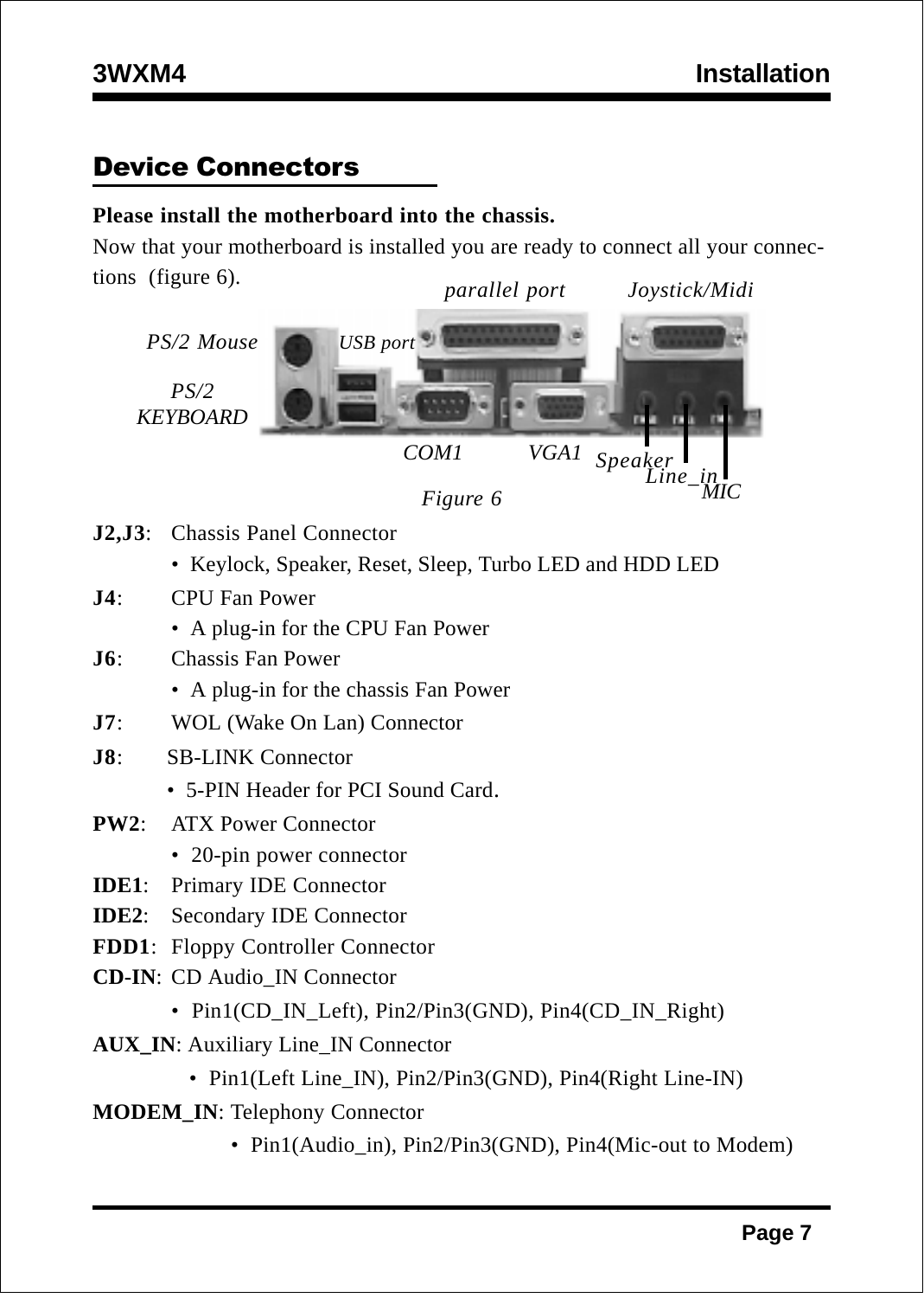## Device Connectors

**Please install the motherboard into the chassis.**

Now that your motherboard is installed you are ready to connect all your connections (figure 6).

parallel port Joystick/Midi

PS/2 Mouse USB port

PS/2 KEYBOARD

COM1 VGA1 Speaker Line_in MIC

*Figure 6*

**J2,J3**: Chassis Panel Connector

- Keylock, Speaker, Reset, Sleep, Turbo LED and HDD LED

**J4**: CPU Fan Power

- A plug-in for the CPU Fan Power

**J6**: Chassis Fan Power

- A plug-in for the chassis Fan Power

**J7**: WOL (Wake On Lan) Connector

**J8**: SB-LINK Connector

- 5-PIN Header for PCI Sound Card.

**PW2**: ATX Power Connector

- 20-pin power connector

**IDE1**: Primary IDE Connector

**IDE2**: Secondary IDE Connector

**FDD1**: Floppy Controller Connector

**CD-IN**: CD Audio_IN Connector

- Pin1(CD_IN_Left), Pin2/Pin3(GND), Pin4(CD_IN_Right)

**AUX_IN**: Auxiliary Line_IN Connector

- Pin1(Left Line_IN), Pin2/Pin3(GND), Pin4(Right Line-IN)

**MODEM_IN**: Telephony Connector

- Pin1(Audio_in), Pin2/Pin3(GND), Pin4(Mic-out to Modem)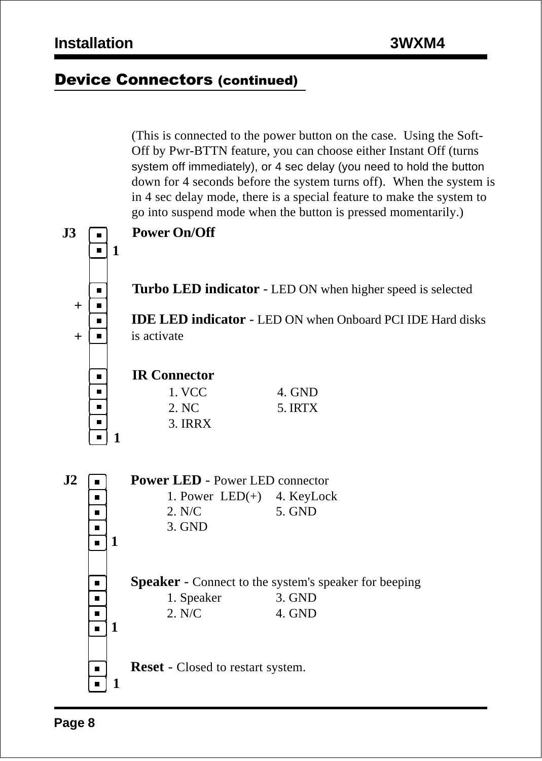## Device Connectors (continued)

(This is connected to the power button on the case. Using the Soft-Off by Pwr-BTTN feature, you can choose either Instant Off (turns system off immediately), or 4 sec delay (you need to hold the button down for 4 seconds before the system turns off). When the system is in 4 sec delay mode, there is a special feature to make the system to go into suspend mode when the button is pressed momentarily.)

**J3**

**Power On/Off**

**Turbo LED indicator** - LED ON when higher speed is selected

**IDE LED indicator** - LED ON when Onboard PCI IDE Hard disks is activate

**IR Connector**

| | |
|---|---|
| 1. VCC | 4. GND |
| 2. NC | 5. IRTX |
| 3. IRRX | |

**J2**

**Power LED** - Power LED connector

| | |
|---|---|
| 1. Power LED(+) | 4. KeyLock |
| 2. N/C | 5. GND |
| 3. GND | |

**Speaker** - Connect to the system's speaker for beeping

| | |
|---|---|
| 1. Speaker | 3. GND |
| 2. N/C | 4. GND |

**Reset** - Closed to restart system.